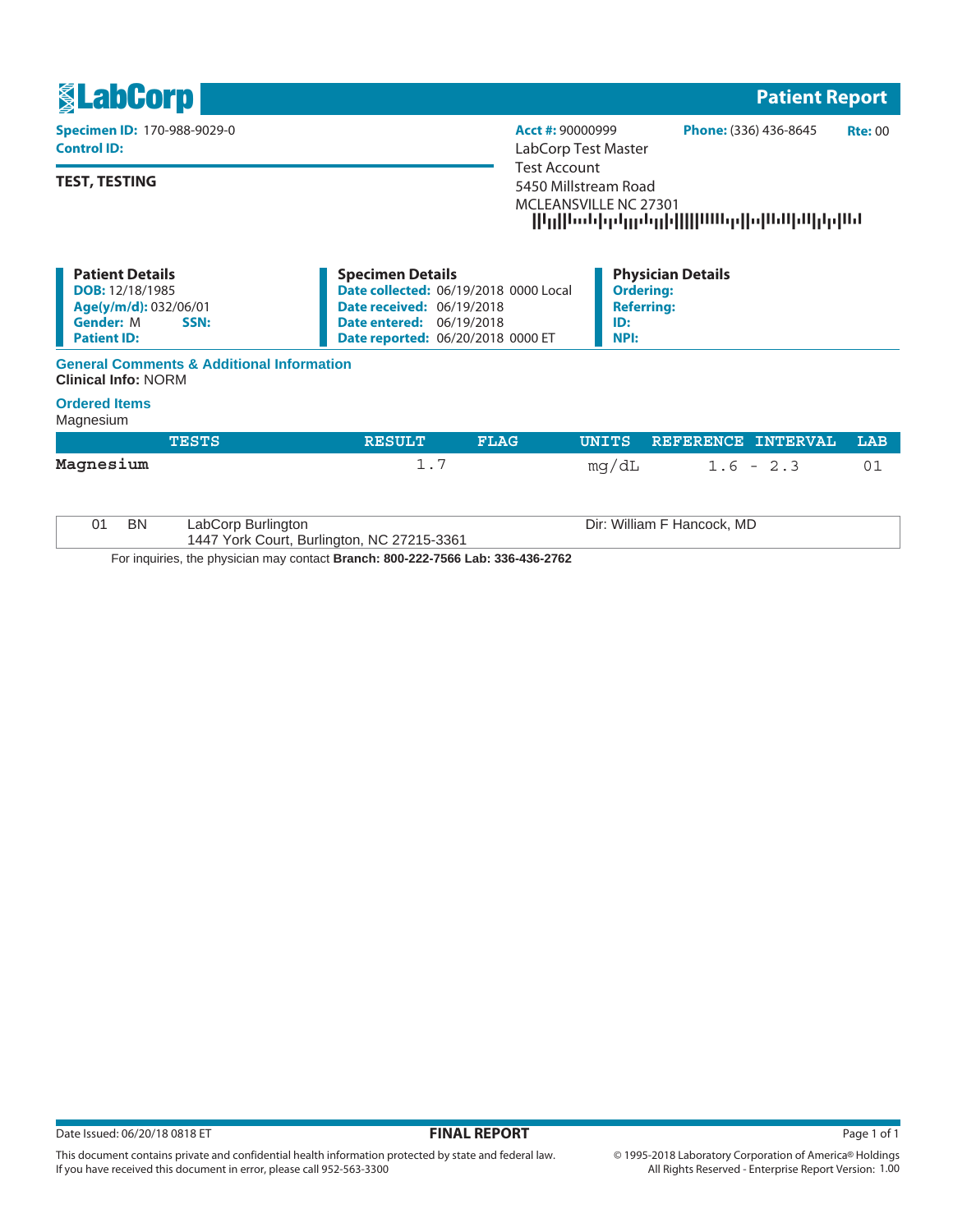# LabCorp — Patient Report

**Specimen ID:** 170-988-9029-0
**Control ID:**

**Acct #:** 90000999 **Phone:** (336) 436-8645 **Rte:** 00

LabCorp Test Master
Test Account
5450 Millstream Road
MCLEANSVILLE NC 27301

**TEST, TESTING**

### Patient Details
**DOB:** 12/18/1985
**Age(y/m/d):** 032/06/01
**Gender:** M **SSN:**
**Patient ID:**

### Specimen Details
**Date collected:** 06/19/2018 0000 Local
**Date received:** 06/19/2018
**Date entered:** 06/19/2018
**Date reported:** 06/20/2018 0000 ET

### Physician Details
**Ordering:**
**Referring:**
**ID:**
**NPI:**

## General Comments & Additional Information
**Clinical Info:** NORM

## Ordered Items
Magnesium

| TESTS | RESULT | FLAG | UNITS | REFERENCE INTERVAL | LAB |
|---|---|---|---|---|---|
| **Magnesium** | 1.7 | | mg/dL | 1.6 - 2.3 | 01 |

| | | | |
|---|---|---|---|
| 01 | BN | LabCorp Burlington<br>1447 York Court, Burlington, NC 27215-3361 | Dir: William F Hancock, MD |

For inquiries, the physician may contact **Branch: 800-222-7566 Lab: 336-436-2762**

Date Issued: 06/20/18 0818 ET **FINAL REPORT**

This document contains private and confidential health information protected by state and federal law.
If you have received this document in error, please call 952-563-3300

© 1995-2018 Laboratory Corporation of America® Holdings
All Rights Reserved - Enterprise Report Version: 1.00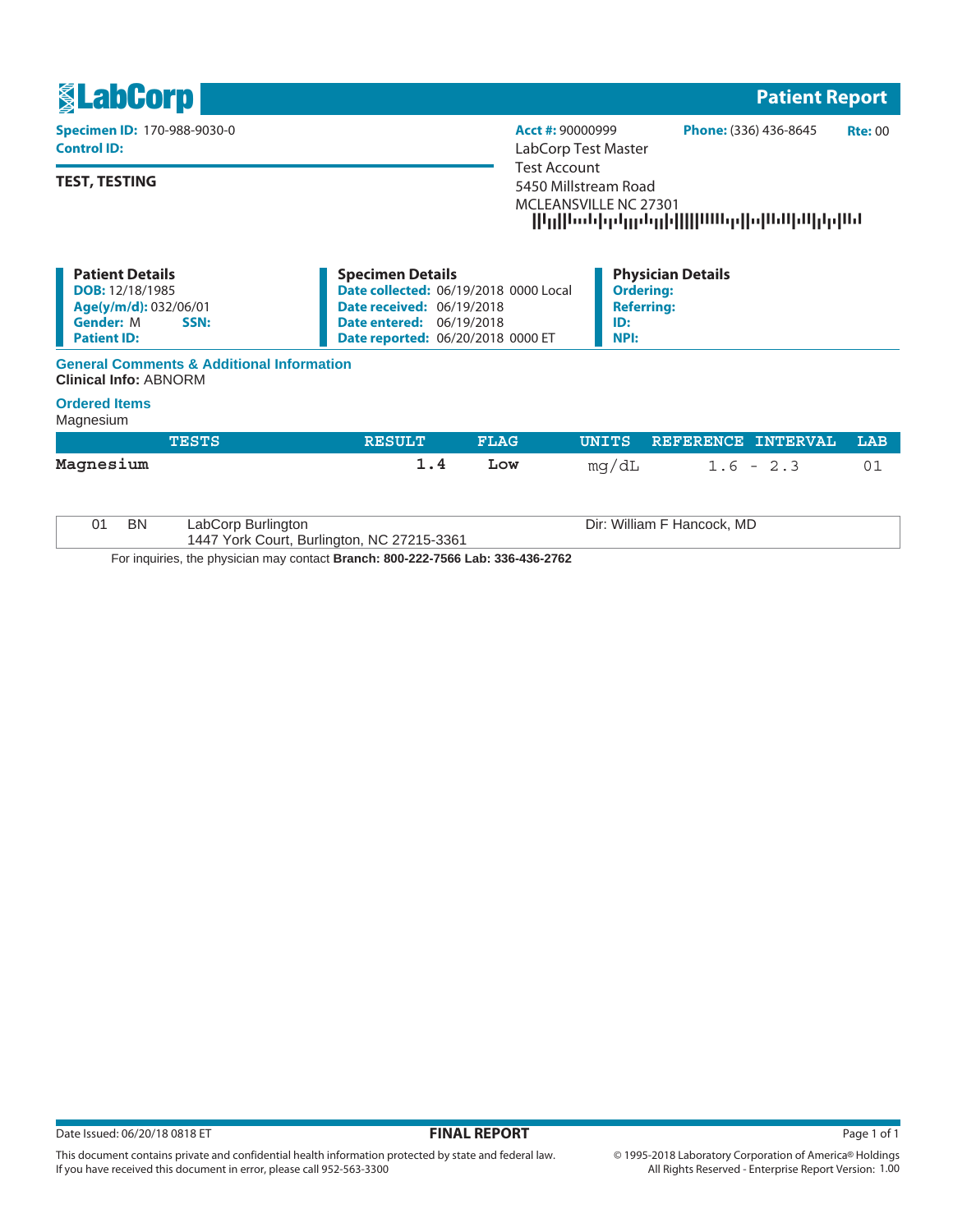# LabCorp

## Patient Report

**Specimen ID:** 170-988-9030-0
**Control ID:**

**TEST, TESTING**

**Acct #:** 90000999 **Phone:** (336) 436-8645 **Rte:** 00
LabCorp Test Master
Test Account
5450 Millstream Road
MCLEANSVILLE NC 27301

| Patient Details | Specimen Details | Physician Details |
|---|---|---|
| **DOB:** 12/18/1985 | **Date collected:** 06/19/2018 0000 Local | **Ordering:** |
| **Age(y/m/d):** 032/06/01 | **Date received:** 06/19/2018 | **Referring:** |
| **Gender:** M **SSN:** | **Date entered:** 06/19/2018 | **ID:** |
| **Patient ID:** | **Date reported:** 06/20/2018 0000 ET | **NPI:** |

### General Comments & Additional Information

**Clinical Info:** ABNORM

### Ordered Items

Magnesium

| TESTS | RESULT | FLAG | UNITS | REFERENCE INTERVAL | LAB |
|---|---|---|---|---|---|
| **Magnesium** | **1.4** | **Low** | mg/dL | 1.6 - 2.3 | 01 |

| | | | |
|---|---|---|---|
| 01 | BN | LabCorp Burlington<br>1447 York Court, Burlington, NC 27215-3361 | Dir: William F Hancock, MD |

For inquiries, the physician may contact **Branch: 800-222-7566 Lab: 336-436-2762**

Date Issued: 06/20/18 0818 ET **FINAL REPORT**

This document contains private and confidential health information protected by state and federal law.
If you have received this document in error, please call 952-563-3300

© 1995-2018 Laboratory Corporation of America® Holdings
All Rights Reserved - Enterprise Report Version: 1.00